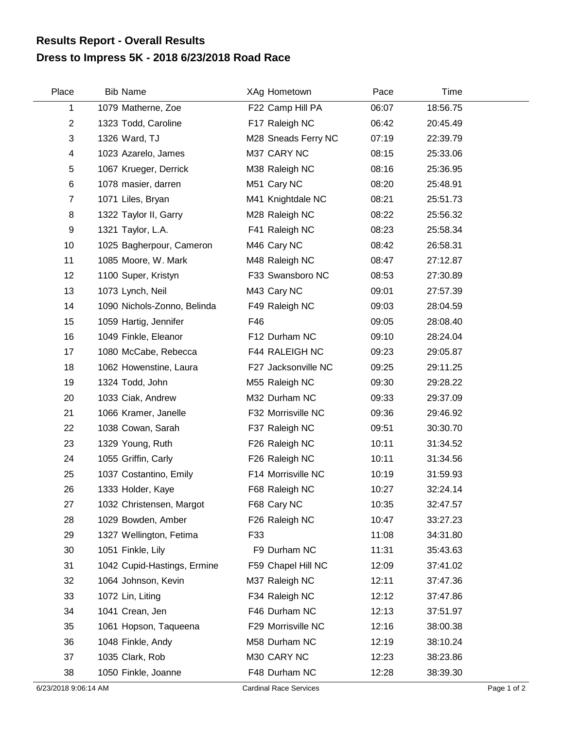## Results Report - Overall Results

## Dress to Impress 5K - 2018 6/23/2018 Road Race

| Place | Bib | Name | XAg | Hometown | Pace | Time |
|---|---|---|---|---|---|---|
| 1 | 1079 | Matherne, Zoe | F22 | Camp Hill PA | 06:07 | 18:56.75 |
| 2 | 1323 | Todd, Caroline | F17 | Raleigh NC | 06:42 | 20:45.49 |
| 3 | 1326 | Ward, TJ | M28 | Sneads Ferry NC | 07:19 | 22:39.79 |
| 4 | 1023 | Azarelo, James | M37 | CARY NC | 08:15 | 25:33.06 |
| 5 | 1067 | Krueger, Derrick | M38 | Raleigh NC | 08:16 | 25:36.95 |
| 6 | 1078 | masier, darren | M51 | Cary NC | 08:20 | 25:48.91 |
| 7 | 1071 | Liles, Bryan | M41 | Knightdale NC | 08:21 | 25:51.73 |
| 8 | 1322 | Taylor II, Garry | M28 | Raleigh NC | 08:22 | 25:56.32 |
| 9 | 1321 | Taylor, L.A. | F41 | Raleigh NC | 08:23 | 25:58.34 |
| 10 | 1025 | Bagherpour, Cameron | M46 | Cary NC | 08:42 | 26:58.31 |
| 11 | 1085 | Moore, W. Mark | M48 | Raleigh NC | 08:47 | 27:12.87 |
| 12 | 1100 | Super, Kristyn | F33 | Swansboro NC | 08:53 | 27:30.89 |
| 13 | 1073 | Lynch, Neil | M43 | Cary NC | 09:01 | 27:57.39 |
| 14 | 1090 | Nichols-Zonno, Belinda | F49 | Raleigh NC | 09:03 | 28:04.59 |
| 15 | 1059 | Hartig, Jennifer | F46 | | 09:05 | 28:08.40 |
| 16 | 1049 | Finkle, Eleanor | F12 | Durham NC | 09:10 | 28:24.04 |
| 17 | 1080 | McCabe, Rebecca | F44 | RALEIGH NC | 09:23 | 29:05.87 |
| 18 | 1062 | Howenstine, Laura | F27 | Jacksonville NC | 09:25 | 29:11.25 |
| 19 | 1324 | Todd, John | M55 | Raleigh NC | 09:30 | 29:28.22 |
| 20 | 1033 | Ciak, Andrew | M32 | Durham NC | 09:33 | 29:37.09 |
| 21 | 1066 | Kramer, Janelle | F32 | Morrisville NC | 09:36 | 29:46.92 |
| 22 | 1038 | Cowan, Sarah | F37 | Raleigh NC | 09:51 | 30:30.70 |
| 23 | 1329 | Young, Ruth | F26 | Raleigh NC | 10:11 | 31:34.52 |
| 24 | 1055 | Griffin, Carly | F26 | Raleigh NC | 10:11 | 31:34.56 |
| 25 | 1037 | Costantino, Emily | F14 | Morrisville NC | 10:19 | 31:59.93 |
| 26 | 1333 | Holder, Kaye | F68 | Raleigh NC | 10:27 | 32:24.14 |
| 27 | 1032 | Christensen, Margot | F68 | Cary NC | 10:35 | 32:47.57 |
| 28 | 1029 | Bowden, Amber | F26 | Raleigh NC | 10:47 | 33:27.23 |
| 29 | 1327 | Wellington, Fetima | F33 | | 11:08 | 34:31.80 |
| 30 | 1051 | Finkle, Lily | F9 | Durham NC | 11:31 | 35:43.63 |
| 31 | 1042 | Cupid-Hastings, Ermine | F59 | Chapel Hill NC | 12:09 | 37:41.02 |
| 32 | 1064 | Johnson, Kevin | M37 | Raleigh NC | 12:11 | 37:47.36 |
| 33 | 1072 | Lin, Liting | F34 | Raleigh NC | 12:12 | 37:47.86 |
| 34 | 1041 | Crean, Jen | F46 | Durham NC | 12:13 | 37:51.97 |
| 35 | 1061 | Hopson, Taqueena | F29 | Morrisville NC | 12:16 | 38:00.38 |
| 36 | 1048 | Finkle, Andy | M58 | Durham NC | 12:19 | 38:10.24 |
| 37 | 1035 | Clark, Rob | M30 | CARY NC | 12:23 | 38:23.86 |
| 38 | 1050 | Finkle, Joanne | F48 | Durham NC | 12:28 | 38:39.30 |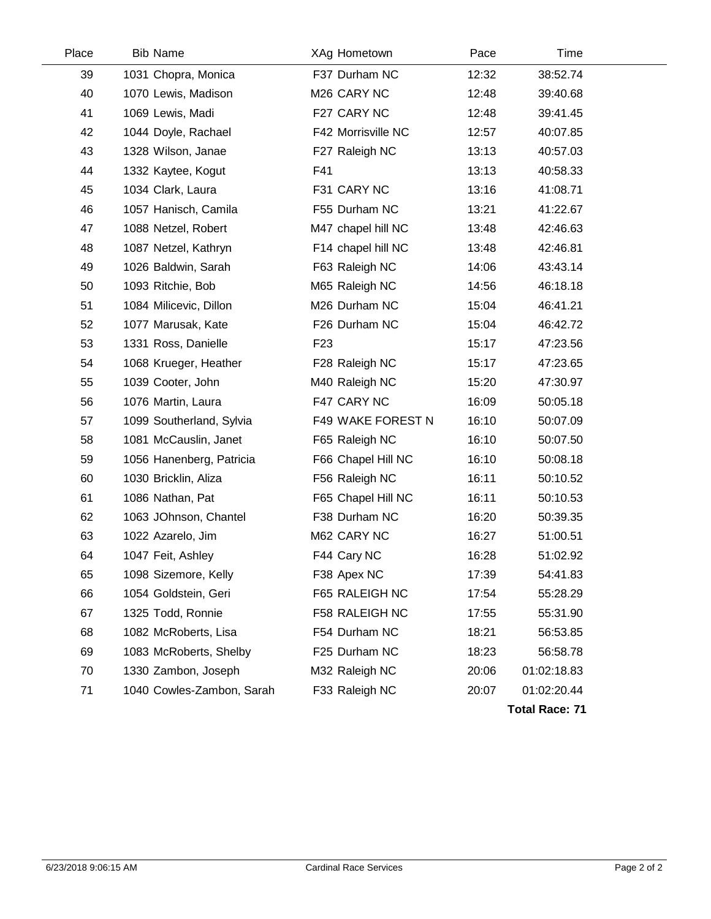| Place | Bib | Name | XAg | Hometown | Pace | Time |
|---|---|---|---|---|---|---|
| 39 | 1031 | Chopra, Monica | F37 | Durham NC | 12:32 | 38:52.74 |
| 40 | 1070 | Lewis, Madison | M26 | CARY NC | 12:48 | 39:40.68 |
| 41 | 1069 | Lewis, Madi | F27 | CARY NC | 12:48 | 39:41.45 |
| 42 | 1044 | Doyle, Rachael | F42 | Morrisville NC | 12:57 | 40:07.85 |
| 43 | 1328 | Wilson, Janae | F27 | Raleigh NC | 13:13 | 40:57.03 |
| 44 | 1332 | Kaytee, Kogut | F41 | | 13:13 | 40:58.33 |
| 45 | 1034 | Clark, Laura | F31 | CARY NC | 13:16 | 41:08.71 |
| 46 | 1057 | Hanisch, Camila | F55 | Durham NC | 13:21 | 41:22.67 |
| 47 | 1088 | Netzel, Robert | M47 | chapel hill NC | 13:48 | 42:46.63 |
| 48 | 1087 | Netzel, Kathryn | F14 | chapel hill NC | 13:48 | 42:46.81 |
| 49 | 1026 | Baldwin, Sarah | F63 | Raleigh NC | 14:06 | 43:43.14 |
| 50 | 1093 | Ritchie, Bob | M65 | Raleigh NC | 14:56 | 46:18.18 |
| 51 | 1084 | Milicevic, Dillon | M26 | Durham NC | 15:04 | 46:41.21 |
| 52 | 1077 | Marusak, Kate | F26 | Durham NC | 15:04 | 46:42.72 |
| 53 | 1331 | Ross, Danielle | F23 | | 15:17 | 47:23.56 |
| 54 | 1068 | Krueger, Heather | F28 | Raleigh NC | 15:17 | 47:23.65 |
| 55 | 1039 | Cooter, John | M40 | Raleigh NC | 15:20 | 47:30.97 |
| 56 | 1076 | Martin, Laura | F47 | CARY NC | 16:09 | 50:05.18 |
| 57 | 1099 | Southerland, Sylvia | F49 | WAKE FOREST N | 16:10 | 50:07.09 |
| 58 | 1081 | McCauslin, Janet | F65 | Raleigh NC | 16:10 | 50:07.50 |
| 59 | 1056 | Hanenberg, Patricia | F66 | Chapel Hill NC | 16:10 | 50:08.18 |
| 60 | 1030 | Bricklin, Aliza | F56 | Raleigh NC | 16:11 | 50:10.52 |
| 61 | 1086 | Nathan, Pat | F65 | Chapel Hill NC | 16:11 | 50:10.53 |
| 62 | 1063 | JOhnson, Chantel | F38 | Durham NC | 16:20 | 50:39.35 |
| 63 | 1022 | Azarelo, Jim | M62 | CARY NC | 16:27 | 51:00.51 |
| 64 | 1047 | Feit, Ashley | F44 | Cary NC | 16:28 | 51:02.92 |
| 65 | 1098 | Sizemore, Kelly | F38 | Apex NC | 17:39 | 54:41.83 |
| 66 | 1054 | Goldstein, Geri | F65 | RALEIGH NC | 17:54 | 55:28.29 |
| 67 | 1325 | Todd, Ronnie | F58 | RALEIGH NC | 17:55 | 55:31.90 |
| 68 | 1082 | McRoberts, Lisa | F54 | Durham NC | 18:21 | 56:53.85 |
| 69 | 1083 | McRoberts, Shelby | F25 | Durham NC | 18:23 | 56:58.78 |
| 70 | 1330 | Zambon, Joseph | M32 | Raleigh NC | 20:06 | 01:02:18.83 |
| 71 | 1040 | Cowles-Zambon, Sarah | F33 | Raleigh NC | 20:07 | 01:02:20.44 |

**Total Race: 71**

6/23/2018 9:06:15 AM Cardinal Race Services